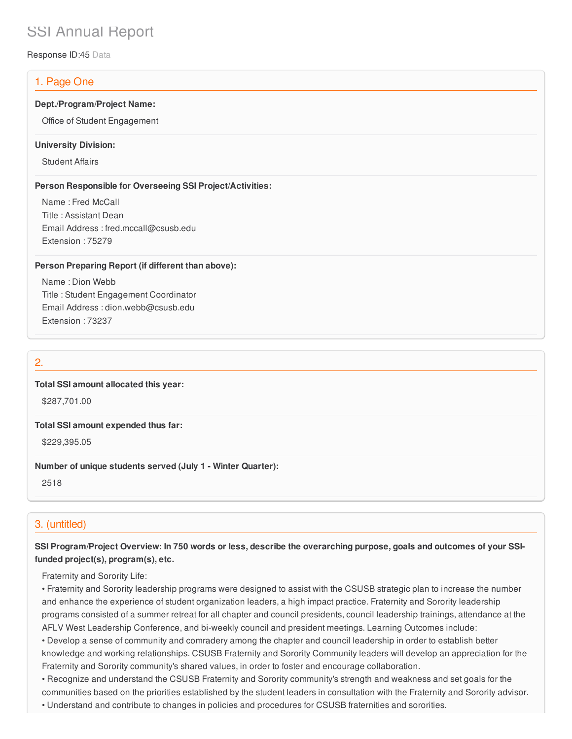# SSI Annual Report

Response ID:45 Data

## 1. Page One

**Dept./Program/Project Name:**

Office of Student Engagement

**University Division:**

Student Affairs

**Person Responsible for Overseeing SSI Project/Activities:**

Name : Fred McCall
Title : Assistant Dean
Email Address : fred.mccall@csusb.edu
Extension : 75279

**Person Preparing Report (if different than above):**

Name : Dion Webb
Title : Student Engagement Coordinator
Email Address : dion.webb@csusb.edu
Extension : 73237

## 2.

**Total SSI amount allocated this year:**

$287,701.00

**Total SSI amount expended thus far:**

$229,395.05

**Number of unique students served (July 1 - Winter Quarter):**

2518

## 3. (untitled)

**SSI Program/Project Overview: In 750 words or less, describe the overarching purpose, goals and outcomes of your SSI-funded project(s), program(s), etc.**

Fraternity and Sorority Life:

• Fraternity and Sorority leadership programs were designed to assist with the CSUSB strategic plan to increase the number and enhance the experience of student organization leaders, a high impact practice. Fraternity and Sorority leadership programs consisted of a summer retreat for all chapter and council presidents, council leadership trainings, attendance at the AFLV West Leadership Conference, and bi-weekly council and president meetings. Learning Outcomes include:

• Develop a sense of community and comradery among the chapter and council leadership in order to establish better knowledge and working relationships. CSUSB Fraternity and Sorority Community leaders will develop an appreciation for the Fraternity and Sorority community's shared values, in order to foster and encourage collaboration.

• Recognize and understand the CSUSB Fraternity and Sorority community's strength and weakness and set goals for the communities based on the priorities established by the student leaders in consultation with the Fraternity and Sorority advisor.

• Understand and contribute to changes in policies and procedures for CSUSB fraternities and sororities.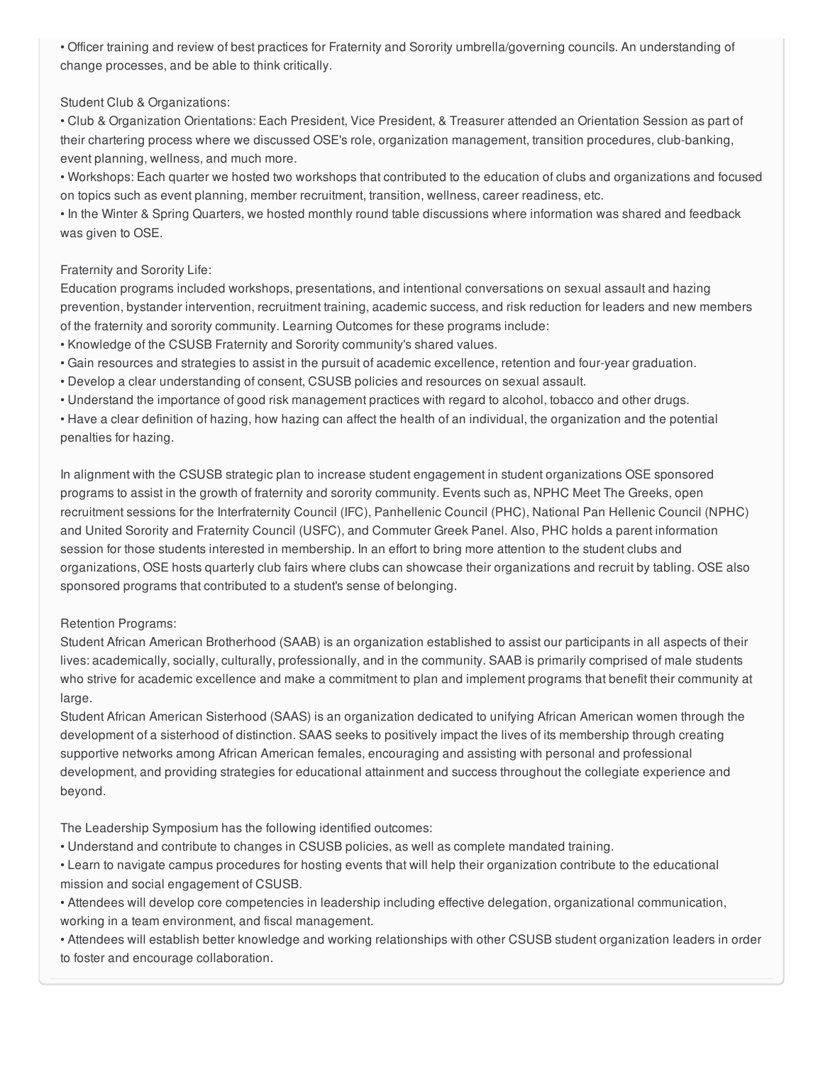- Officer training and review of best practices for Fraternity and Sorority umbrella/governing councils. An understanding of change processes, and be able to think critically.

Student Club & Organizations:

- Club & Organization Orientations: Each President, Vice President, & Treasurer attended an Orientation Session as part of their chartering process where we discussed OSE's role, organization management, transition procedures, club-banking, event planning, wellness, and much more.
- Workshops: Each quarter we hosted two workshops that contributed to the education of clubs and organizations and focused on topics such as event planning, member recruitment, transition, wellness, career readiness, etc.
- In the Winter & Spring Quarters, we hosted monthly round table discussions where information was shared and feedback was given to OSE.

Fraternity and Sorority Life:

Education programs included workshops, presentations, and intentional conversations on sexual assault and hazing prevention, bystander intervention, recruitment training, academic success, and risk reduction for leaders and new members of the fraternity and sorority community. Learning Outcomes for these programs include:

- Knowledge of the CSUSB Fraternity and Sorority community's shared values.
- Gain resources and strategies to assist in the pursuit of academic excellence, retention and four-year graduation.
- Develop a clear understanding of consent, CSUSB policies and resources on sexual assault.
- Understand the importance of good risk management practices with regard to alcohol, tobacco and other drugs.
- Have a clear definition of hazing, how hazing can affect the health of an individual, the organization and the potential penalties for hazing.

In alignment with the CSUSB strategic plan to increase student engagement in student organizations OSE sponsored programs to assist in the growth of fraternity and sorority community. Events such as, NPHC Meet The Greeks, open recruitment sessions for the Interfraternity Council (IFC), Panhellenic Council (PHC), National Pan Hellenic Council (NPHC) and United Sorority and Fraternity Council (USFC), and Commuter Greek Panel. Also, PHC holds a parent information session for those students interested in membership. In an effort to bring more attention to the student clubs and organizations, OSE hosts quarterly club fairs where clubs can showcase their organizations and recruit by tabling. OSE also sponsored programs that contributed to a student's sense of belonging.

Retention Programs:

Student African American Brotherhood (SAAB) is an organization established to assist our participants in all aspects of their lives: academically, socially, culturally, professionally, and in the community. SAAB is primarily comprised of male students who strive for academic excellence and make a commitment to plan and implement programs that benefit their community at large.

Student African American Sisterhood (SAAS) is an organization dedicated to unifying African American women through the development of a sisterhood of distinction. SAAS seeks to positively impact the lives of its membership through creating supportive networks among African American females, encouraging and assisting with personal and professional development, and providing strategies for educational attainment and success throughout the collegiate experience and beyond.

The Leadership Symposium has the following identified outcomes:

- Understand and contribute to changes in CSUSB policies, as well as complete mandated training.
- Learn to navigate campus procedures for hosting events that will help their organization contribute to the educational mission and social engagement of CSUSB.
- Attendees will develop core competencies in leadership including effective delegation, organizational communication, working in a team environment, and fiscal management.
- Attendees will establish better knowledge and working relationships with other CSUSB student organization leaders in order to foster and encourage collaboration.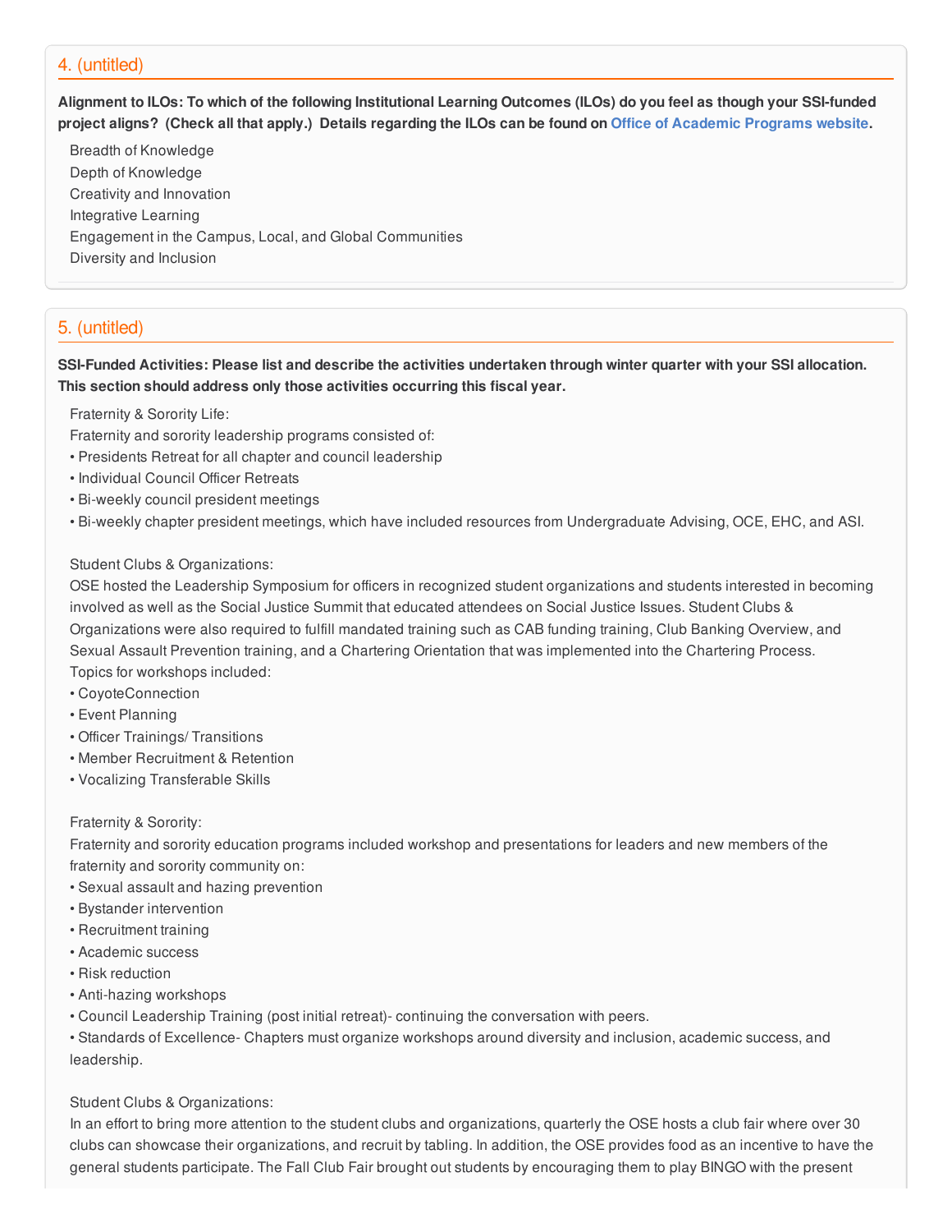## 4. (untitled)

**Alignment to ILOs: To which of the following Institutional Learning Outcomes (ILOs) do you feel as though your SSI-funded project aligns? (Check all that apply.) Details regarding the ILOs can be found on Office of Academic Programs website.**

Breadth of Knowledge
Depth of Knowledge
Creativity and Innovation
Integrative Learning
Engagement in the Campus, Local, and Global Communities
Diversity and Inclusion

## 5. (untitled)

**SSI-Funded Activities: Please list and describe the activities undertaken through winter quarter with your SSI allocation. This section should address only those activities occurring this fiscal year.**

Fraternity & Sorority Life:
Fraternity and sorority leadership programs consisted of:
• Presidents Retreat for all chapter and council leadership
• Individual Council Officer Retreats
• Bi-weekly council president meetings
• Bi-weekly chapter president meetings, which have included resources from Undergraduate Advising, OCE, EHC, and ASI.

Student Clubs & Organizations:
OSE hosted the Leadership Symposium for officers in recognized student organizations and students interested in becoming involved as well as the Social Justice Summit that educated attendees on Social Justice Issues. Student Clubs & Organizations were also required to fulfill mandated training such as CAB funding training, Club Banking Overview, and Sexual Assault Prevention training, and a Chartering Orientation that was implemented into the Chartering Process.
Topics for workshops included:
• CoyoteConnection
• Event Planning
• Officer Trainings/ Transitions
• Member Recruitment & Retention
• Vocalizing Transferable Skills

Fraternity & Sorority:
Fraternity and sorority education programs included workshop and presentations for leaders and new members of the fraternity and sorority community on:
• Sexual assault and hazing prevention
• Bystander intervention
• Recruitment training
• Academic success
• Risk reduction
• Anti-hazing workshops
• Council Leadership Training (post initial retreat)- continuing the conversation with peers.
• Standards of Excellence- Chapters must organize workshops around diversity and inclusion, academic success, and leadership.

Student Clubs & Organizations:
In an effort to bring more attention to the student clubs and organizations, quarterly the OSE hosts a club fair where over 30 clubs can showcase their organizations, and recruit by tabling. In addition, the OSE provides food as an incentive to have the general students participate. The Fall Club Fair brought out students by encouraging them to play BINGO with the present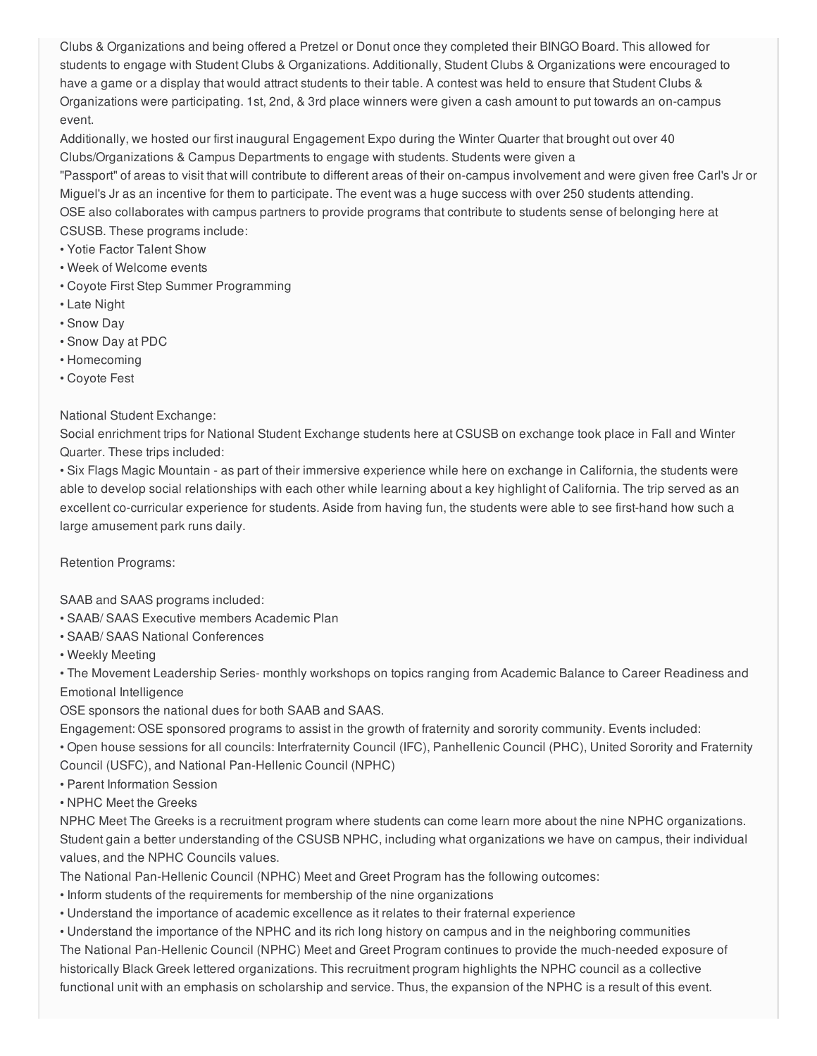Clubs & Organizations and being offered a Pretzel or Donut once they completed their BINGO Board. This allowed for students to engage with Student Clubs & Organizations. Additionally, Student Clubs & Organizations were encouraged to have a game or a display that would attract students to their table. A contest was held to ensure that Student Clubs & Organizations were participating. 1st, 2nd, & 3rd place winners were given a cash amount to put towards an on-campus event.

Additionally, we hosted our first inaugural Engagement Expo during the Winter Quarter that brought out over 40 Clubs/Organizations & Campus Departments to engage with students. Students were given a "Passport" of areas to visit that will contribute to different areas of their on-campus involvement and were given free Carl's Jr or Miguel's Jr as an incentive for them to participate. The event was a huge success with over 250 students attending.

OSE also collaborates with campus partners to provide programs that contribute to students sense of belonging here at CSUSB. These programs include:

- Yotie Factor Talent Show
- Week of Welcome events
- Coyote First Step Summer Programming
- Late Night
- Snow Day
- Snow Day at PDC
- Homecoming
- Coyote Fest

National Student Exchange:

Social enrichment trips for National Student Exchange students here at CSUSB on exchange took place in Fall and Winter Quarter. These trips included:

- Six Flags Magic Mountain - as part of their immersive experience while here on exchange in California, the students were able to develop social relationships with each other while learning about a key highlight of California. The trip served as an excellent co-curricular experience for students. Aside from having fun, the students were able to see first-hand how such a large amusement park runs daily.

Retention Programs:

SAAB and SAAS programs included:

- SAAB/ SAAS Executive members Academic Plan
- SAAB/ SAAS National Conferences
- Weekly Meeting
- The Movement Leadership Series- monthly workshops on topics ranging from Academic Balance to Career Readiness and Emotional Intelligence

OSE sponsors the national dues for both SAAB and SAAS.

Engagement: OSE sponsored programs to assist in the growth of fraternity and sorority community. Events included:

- Open house sessions for all councils: Interfraternity Council (IFC), Panhellenic Council (PHC), United Sorority and Fraternity Council (USFC), and National Pan-Hellenic Council (NPHC)
- Parent Information Session
- NPHC Meet the Greeks

NPHC Meet The Greeks is a recruitment program where students can come learn more about the nine NPHC organizations. Student gain a better understanding of the CSUSB NPHC, including what organizations we have on campus, their individual values, and the NPHC Councils values.

The National Pan-Hellenic Council (NPHC) Meet and Greet Program has the following outcomes:

- Inform students of the requirements for membership of the nine organizations
- Understand the importance of academic excellence as it relates to their fraternal experience
- Understand the importance of the NPHC and its rich long history on campus and in the neighboring communities

The National Pan-Hellenic Council (NPHC) Meet and Greet Program continues to provide the much-needed exposure of historically Black Greek lettered organizations. This recruitment program highlights the NPHC council as a collective functional unit with an emphasis on scholarship and service. Thus, the expansion of the NPHC is a result of this event.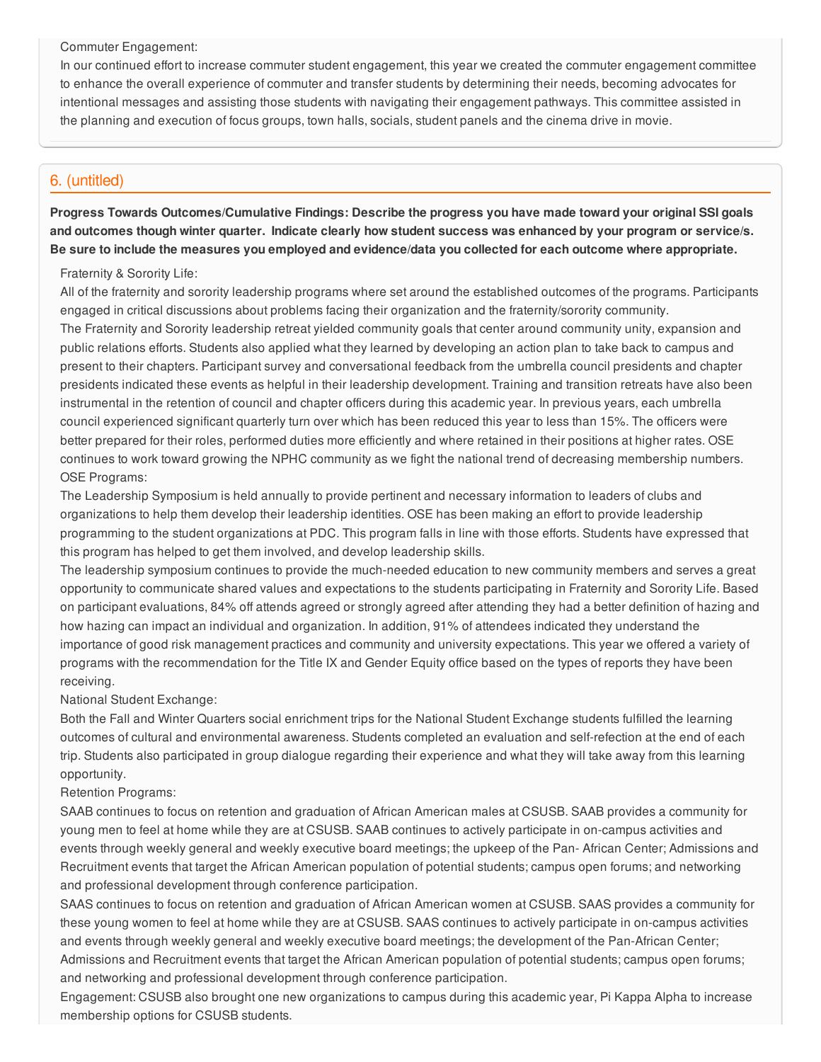Commuter Engagement:

In our continued effort to increase commuter student engagement, this year we created the commuter engagement committee to enhance the overall experience of commuter and transfer students by determining their needs, becoming advocates for intentional messages and assisting those students with navigating their engagement pathways. This committee assisted in the planning and execution of focus groups, town halls, socials, student panels and the cinema drive in movie.

## 6. (untitled)

**Progress Towards Outcomes/Cumulative Findings: Describe the progress you have made toward your original SSI goals and outcomes though winter quarter. Indicate clearly how student success was enhanced by your program or service/s. Be sure to include the measures you employed and evidence/data you collected for each outcome where appropriate.**

Fraternity & Sorority Life:

All of the fraternity and sorority leadership programs where set around the established outcomes of the programs. Participants engaged in critical discussions about problems facing their organization and the fraternity/sorority community.

The Fraternity and Sorority leadership retreat yielded community goals that center around community unity, expansion and public relations efforts. Students also applied what they learned by developing an action plan to take back to campus and present to their chapters. Participant survey and conversational feedback from the umbrella council presidents and chapter presidents indicated these events as helpful in their leadership development. Training and transition retreats have also been instrumental in the retention of council and chapter officers during this academic year. In previous years, each umbrella council experienced significant quarterly turn over which has been reduced this year to less than 15%. The officers were better prepared for their roles, performed duties more efficiently and where retained in their positions at higher rates. OSE continues to work toward growing the NPHC community as we fight the national trend of decreasing membership numbers.

OSE Programs:

The Leadership Symposium is held annually to provide pertinent and necessary information to leaders of clubs and organizations to help them develop their leadership identities. OSE has been making an effort to provide leadership programming to the student organizations at PDC. This program falls in line with those efforts. Students have expressed that this program has helped to get them involved, and develop leadership skills.

The leadership symposium continues to provide the much-needed education to new community members and serves a great opportunity to communicate shared values and expectations to the students participating in Fraternity and Sorority Life. Based on participant evaluations, 84% off attends agreed or strongly agreed after attending they had a better definition of hazing and how hazing can impact an individual and organization. In addition, 91% of attendees indicated they understand the importance of good risk management practices and community and university expectations. This year we offered a variety of programs with the recommendation for the Title IX and Gender Equity office based on the types of reports they have been receiving.

National Student Exchange:

Both the Fall and Winter Quarters social enrichment trips for the National Student Exchange students fulfilled the learning outcomes of cultural and environmental awareness. Students completed an evaluation and self-refection at the end of each trip. Students also participated in group dialogue regarding their experience and what they will take away from this learning opportunity.

Retention Programs:

SAAB continues to focus on retention and graduation of African American males at CSUSB. SAAB provides a community for young men to feel at home while they are at CSUSB. SAAB continues to actively participate in on-campus activities and events through weekly general and weekly executive board meetings; the upkeep of the Pan- African Center; Admissions and Recruitment events that target the African American population of potential students; campus open forums; and networking and professional development through conference participation.

SAAS continues to focus on retention and graduation of African American women at CSUSB. SAAS provides a community for these young women to feel at home while they are at CSUSB. SAAS continues to actively participate in on-campus activities and events through weekly general and weekly executive board meetings; the development of the Pan-African Center; Admissions and Recruitment events that target the African American population of potential students; campus open forums; and networking and professional development through conference participation.

Engagement: CSUSB also brought one new organizations to campus during this academic year, Pi Kappa Alpha to increase membership options for CSUSB students.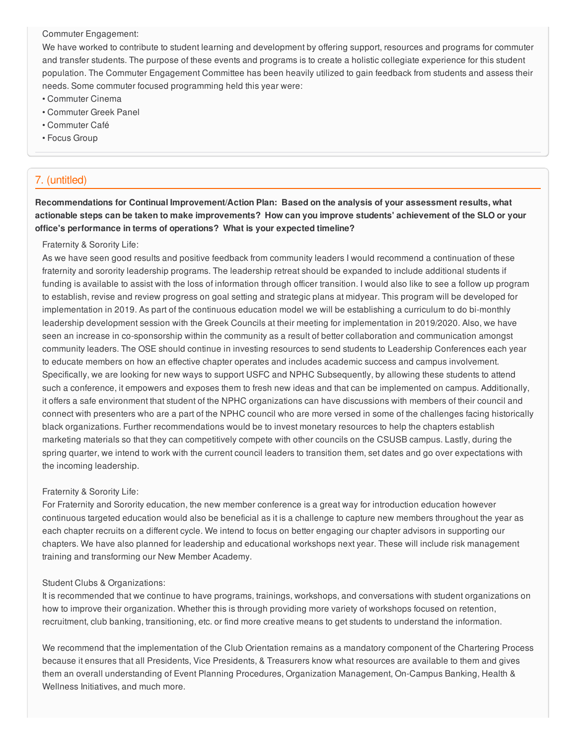Commuter Engagement:

We have worked to contribute to student learning and development by offering support, resources and programs for commuter and transfer students. The purpose of these events and programs is to create a holistic collegiate experience for this student population. The Commuter Engagement Committee has been heavily utilized to gain feedback from students and assess their needs. Some commuter focused programming held this year were:

- Commuter Cinema
- Commuter Greek Panel
- Commuter Café
- Focus Group

## 7. (untitled)

**Recommendations for Continual Improvement/Action Plan: Based on the analysis of your assessment results, what actionable steps can be taken to make improvements? How can you improve students' achievement of the SLO or your office's performance in terms of operations? What is your expected timeline?**

Fraternity & Sorority Life:

As we have seen good results and positive feedback from community leaders I would recommend a continuation of these fraternity and sorority leadership programs. The leadership retreat should be expanded to include additional students if funding is available to assist with the loss of information through officer transition. I would also like to see a follow up program to establish, revise and review progress on goal setting and strategic plans at midyear. This program will be developed for implementation in 2019. As part of the continuous education model we will be establishing a curriculum to do bi-monthly leadership development session with the Greek Councils at their meeting for implementation in 2019/2020. Also, we have seen an increase in co-sponsorship within the community as a result of better collaboration and communication amongst community leaders. The OSE should continue in investing resources to send students to Leadership Conferences each year to educate members on how an effective chapter operates and includes academic success and campus involvement. Specifically, we are looking for new ways to support USFC and NPHC Subsequently, by allowing these students to attend such a conference, it empowers and exposes them to fresh new ideas and that can be implemented on campus. Additionally, it offers a safe environment that student of the NPHC organizations can have discussions with members of their council and connect with presenters who are a part of the NPHC council who are more versed in some of the challenges facing historically black organizations. Further recommendations would be to invest monetary resources to help the chapters establish marketing materials so that they can competitively compete with other councils on the CSUSB campus. Lastly, during the spring quarter, we intend to work with the current council leaders to transition them, set dates and go over expectations with the incoming leadership.

Fraternity & Sorority Life:

For Fraternity and Sorority education, the new member conference is a great way for introduction education however continuous targeted education would also be beneficial as it is a challenge to capture new members throughout the year as each chapter recruits on a different cycle. We intend to focus on better engaging our chapter advisors in supporting our chapters. We have also planned for leadership and educational workshops next year. These will include risk management training and transforming our New Member Academy.

Student Clubs & Organizations:

It is recommended that we continue to have programs, trainings, workshops, and conversations with student organizations on how to improve their organization. Whether this is through providing more variety of workshops focused on retention, recruitment, club banking, transitioning, etc. or find more creative means to get students to understand the information.

We recommend that the implementation of the Club Orientation remains as a mandatory component of the Chartering Process because it ensures that all Presidents, Vice Presidents, & Treasurers know what resources are available to them and gives them an overall understanding of Event Planning Procedures, Organization Management, On-Campus Banking, Health & Wellness Initiatives, and much more.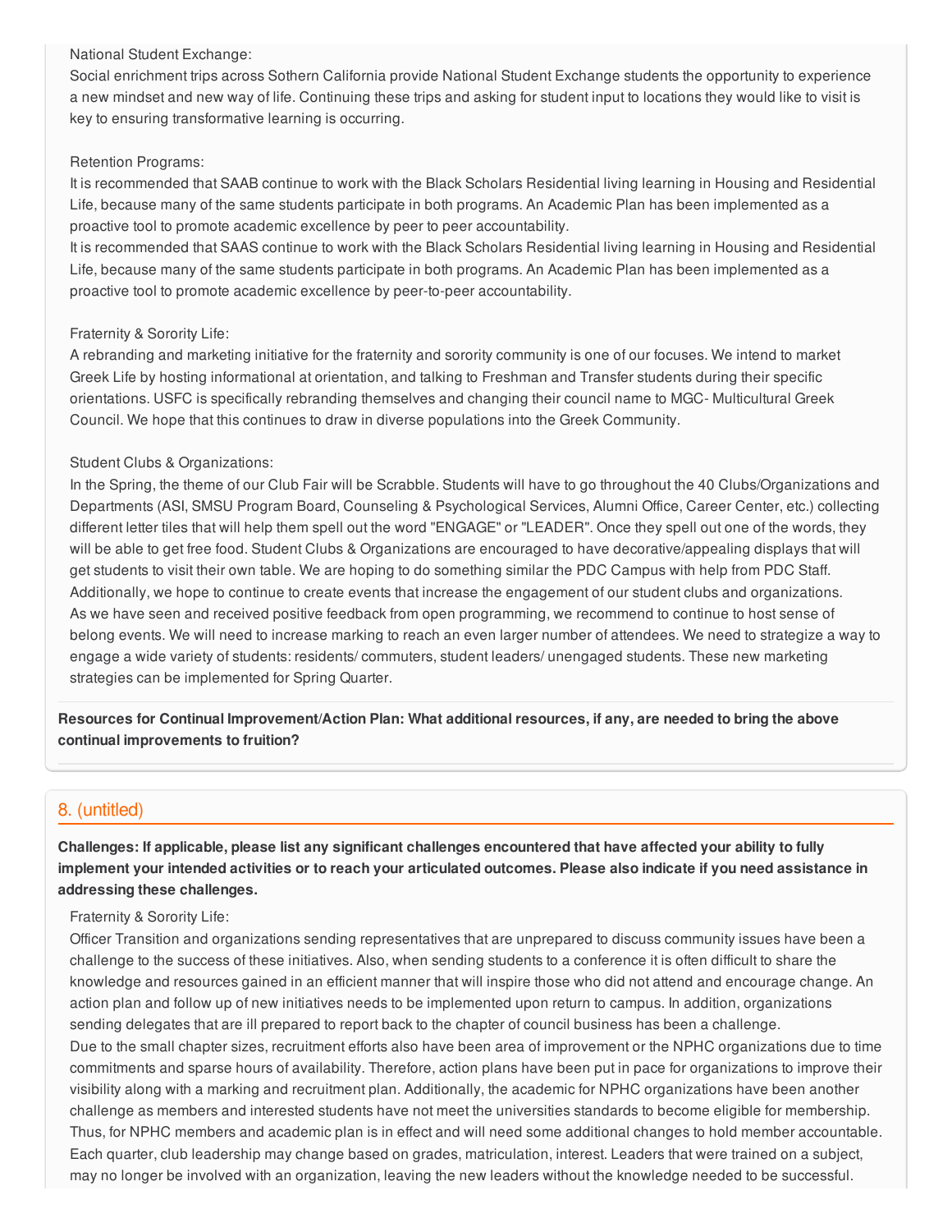National Student Exchange:
Social enrichment trips across Sothern California provide National Student Exchange students the opportunity to experience a new mindset and new way of life. Continuing these trips and asking for student input to locations they would like to visit is key to ensuring transformative learning is occurring.

Retention Programs:
It is recommended that SAAB continue to work with the Black Scholars Residential living learning in Housing and Residential Life, because many of the same students participate in both programs. An Academic Plan has been implemented as a proactive tool to promote academic excellence by peer to peer accountability.
It is recommended that SAAS continue to work with the Black Scholars Residential living learning in Housing and Residential Life, because many of the same students participate in both programs. An Academic Plan has been implemented as a proactive tool to promote academic excellence by peer-to-peer accountability.

Fraternity & Sorority Life:
A rebranding and marketing initiative for the fraternity and sorority community is one of our focuses. We intend to market Greek Life by hosting informational at orientation, and talking to Freshman and Transfer students during their specific orientations. USFC is specifically rebranding themselves and changing their council name to MGC- Multicultural Greek Council. We hope that this continues to draw in diverse populations into the Greek Community.

Student Clubs & Organizations:
In the Spring, the theme of our Club Fair will be Scrabble. Students will have to go throughout the 40 Clubs/Organizations and Departments (ASI, SMSU Program Board, Counseling & Psychological Services, Alumni Office, Career Center, etc.) collecting different letter tiles that will help them spell out the word "ENGAGE" or "LEADER". Once they spell out one of the words, they will be able to get free food. Student Clubs & Organizations are encouraged to have decorative/appealing displays that will get students to visit their own table. We are hoping to do something similar the PDC Campus with help from PDC Staff. Additionally, we hope to continue to create events that increase the engagement of our student clubs and organizations.
As we have seen and received positive feedback from open programming, we recommend to continue to host sense of belong events. We will need to increase marking to reach an even larger number of attendees. We need to strategize a way to engage a wide variety of students: residents/ commuters, student leaders/ unengaged students. These new marketing strategies can be implemented for Spring Quarter.

**Resources for Continual Improvement/Action Plan: What additional resources, if any, are needed to bring the above continual improvements to fruition?**

## 8. (untitled)

**Challenges: If applicable, please list any significant challenges encountered that have affected your ability to fully implement your intended activities or to reach your articulated outcomes. Please also indicate if you need assistance in addressing these challenges.**

Fraternity & Sorority Life:
Officer Transition and organizations sending representatives that are unprepared to discuss community issues have been a challenge to the success of these initiatives. Also, when sending students to a conference it is often difficult to share the knowledge and resources gained in an efficient manner that will inspire those who did not attend and encourage change. An action plan and follow up of new initiatives needs to be implemented upon return to campus. In addition, organizations sending delegates that are ill prepared to report back to the chapter of council business has been a challenge.
Due to the small chapter sizes, recruitment efforts also have been area of improvement or the NPHC organizations due to time commitments and sparse hours of availability. Therefore, action plans have been put in pace for organizations to improve their visibility along with a marking and recruitment plan. Additionally, the academic for NPHC organizations have been another challenge as members and interested students have not meet the universities standards to become eligible for membership. Thus, for NPHC members and academic plan is in effect and will need some additional changes to hold member accountable.
Each quarter, club leadership may change based on grades, matriculation, interest. Leaders that were trained on a subject, may no longer be involved with an organization, leaving the new leaders without the knowledge needed to be successful.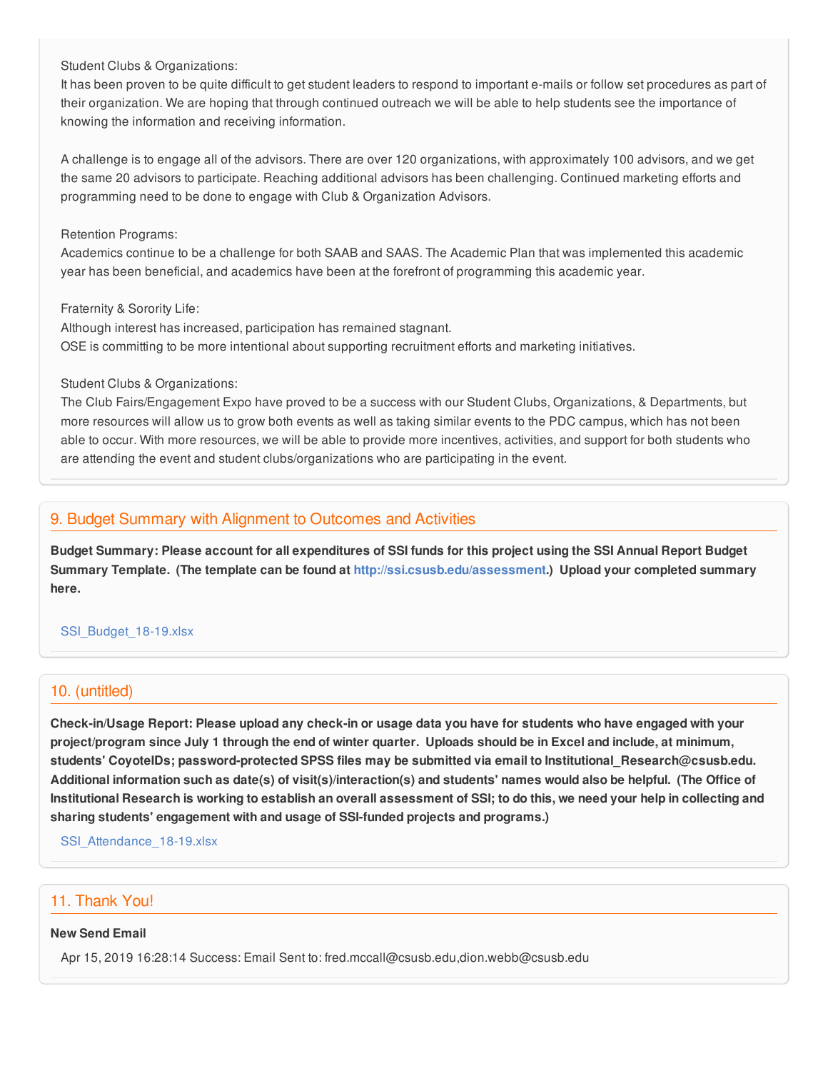Student Clubs & Organizations:
It has been proven to be quite difficult to get student leaders to respond to important e-mails or follow set procedures as part of their organization. We are hoping that through continued outreach we will be able to help students see the importance of knowing the information and receiving information.

A challenge is to engage all of the advisors. There are over 120 organizations, with approximately 100 advisors, and we get the same 20 advisors to participate. Reaching additional advisors has been challenging. Continued marketing efforts and programming need to be done to engage with Club & Organization Advisors.

Retention Programs:
Academics continue to be a challenge for both SAAB and SAAS. The Academic Plan that was implemented this academic year has been beneficial, and academics have been at the forefront of programming this academic year.

Fraternity & Sorority Life:
Although interest has increased, participation has remained stagnant.
OSE is committing to be more intentional about supporting recruitment efforts and marketing initiatives.

Student Clubs & Organizations:
The Club Fairs/Engagement Expo have proved to be a success with our Student Clubs, Organizations, & Departments, but more resources will allow us to grow both events as well as taking similar events to the PDC campus, which has not been able to occur. With more resources, we will be able to provide more incentives, activities, and support for both students who are attending the event and student clubs/organizations who are participating in the event.

## 9. Budget Summary with Alignment to Outcomes and Activities

**Budget Summary: Please account for all expenditures of SSI funds for this project using the SSI Annual Report Budget Summary Template. (The template can be found at http://ssi.csusb.edu/assessment.) Upload your completed summary here.**

SSI_Budget_18-19.xlsx

## 10. (untitled)

**Check-in/Usage Report: Please upload any check-in or usage data you have for students who have engaged with your project/program since July 1 through the end of winter quarter. Uploads should be in Excel and include, at minimum, students' CoyoteIDs; password-protected SPSS files may be submitted via email to Institutional_Research@csusb.edu. Additional information such as date(s) of visit(s)/interaction(s) and students' names would also be helpful. (The Office of Institutional Research is working to establish an overall assessment of SSI; to do this, we need your help in collecting and sharing students' engagement with and usage of SSI-funded projects and programs.)**

SSI_Attendance_18-19.xlsx

## 11. Thank You!

**New Send Email**

Apr 15, 2019 16:28:14 Success: Email Sent to: fred.mccall@csusb.edu,dion.webb@csusb.edu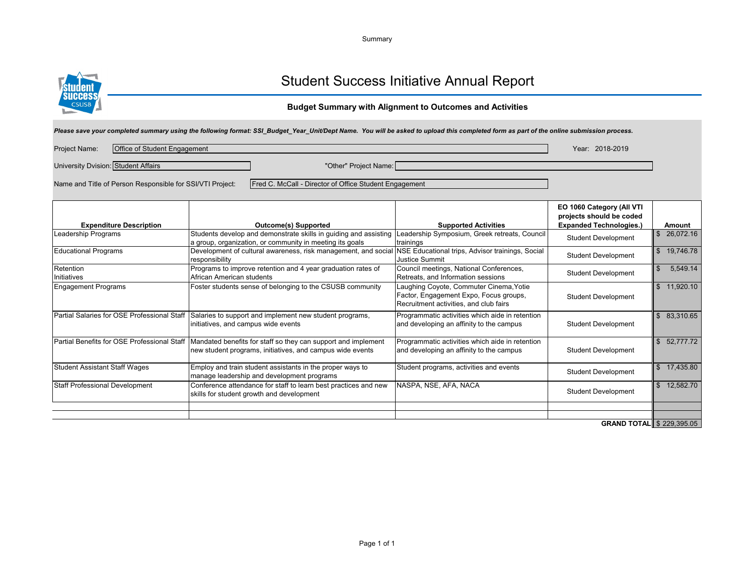# Student Success Initiative Annual Report

## Budget Summary with Alignment to Outcomes and Activities

***Please save your completed summary using the following format: SSI_Budget_Year_Unit/Dept Name. You will be asked to upload this completed form as part of the online submission process.***

Project Name: Office of Student Engagement

Year: 2018-2019

University Dvision: Student Affairs

"Other" Project Name:

Name and Title of Person Responsible for SSI/VTI Project: Fred C. McCall - Director of Office Student Engagement

| Expenditure Description | Outcome(s) Supported | Supported Activities | EO 1060 Category (All VTI projects should be coded Expanded Technologies.) | Amount |
|---|---|---|---|---|
| Leadership Programs | Students develop and demonstrate skills in guiding and assisting a group, organization, or community in meeting its goals | Leadership Symposium, Greek retreats, Council trainings | Student Development | $ 26,072.16 |
| Educational Programs | Development of cultural awareness, risk management, and social responsibility | NSE Educational trips, Advisor trainings, Social Justice Summit | Student Development | $ 19,746.78 |
| Retention Initiatives | Programs to improve retention and 4 year graduation rates of African American students | Council meetings, National Conferences, Retreats, and Information sessions | Student Development | $ 5,549.14 |
| Engagement Programs | Foster students sense of belonging to the CSUSB community | Laughing Coyote, Commuter Cinema,Yotie Factor, Engagement Expo, Focus groups, Recruitment activities, and club fairs | Student Development | $ 11,920.10 |
| Partial Salaries for OSE Professional Staff | Salaries to support and implement new student programs, initiatives, and campus wide events | Programmatic activities which aide in retention and developing an affinity to the campus | Student Development | $ 83,310.65 |
| Partial Benefits for OSE Professional Staff | Mandated benefits for staff so they can support and implement new student programs, initiatives, and campus wide events | Programmatic activities which aide in retention and developing an affinity to the campus | Student Development | $ 52,777.72 |
| Student Assistant Staff Wages | Employ and train student assistants in the proper ways to manage leadership and development programs | Student programs, activities and events | Student Development | $ 17,435.80 |
| Staff Professional Development | Conference attendance for staff to learn best practices and new skills for student growth and development | NASPA, NSE, AFA, NACA | Student Development | $ 12,582.70 |
| | | | | |
| | | | | |
| | | | **GRAND TOTAL** | $ 229,395.05 |